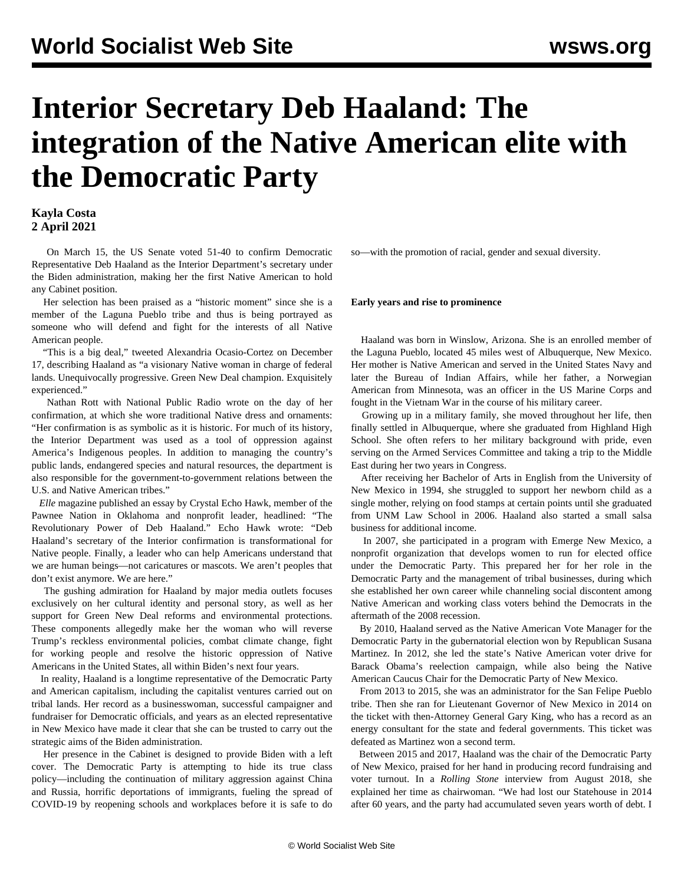# Interior Secretary Deb Haaland: The integration of the Native American elite with the Democratic Party

**Kayla Costa**
**2 April 2021**

On March 15, the US Senate voted 51-40 to confirm Democratic Representative Deb Haaland as the Interior Department's secretary under the Biden administration, making her the first Native American to hold any Cabinet position.

Her selection has been praised as a "historic moment" since she is a member of the Laguna Pueblo tribe and thus is being portrayed as someone who will defend and fight for the interests of all Native American people.

"This is a big deal," tweeted Alexandria Ocasio-Cortez on December 17, describing Haaland as "a visionary Native woman in charge of federal lands. Unequivocally progressive. Green New Deal champion. Exquisitely experienced."

Nathan Rott with National Public Radio wrote on the day of her confirmation, at which she wore traditional Native dress and ornaments: "Her confirmation is as symbolic as it is historic. For much of its history, the Interior Department was used as a tool of oppression against America's Indigenous peoples. In addition to managing the country's public lands, endangered species and natural resources, the department is also responsible for the government-to-government relations between the U.S. and Native American tribes."

*Elle* magazine published an essay by Crystal Echo Hawk, member of the Pawnee Nation in Oklahoma and nonprofit leader, headlined: "The Revolutionary Power of Deb Haaland." Echo Hawk wrote: "Deb Haaland's secretary of the Interior confirmation is transformational for Native people. Finally, a leader who can help Americans understand that we are human beings—not caricatures or mascots. We aren't peoples that don't exist anymore. We are here."

The gushing admiration for Haaland by major media outlets focuses exclusively on her cultural identity and personal story, as well as her support for Green New Deal reforms and environmental protections. These components allegedly make her the woman who will reverse Trump's reckless environmental policies, combat climate change, fight for working people and resolve the historic oppression of Native Americans in the United States, all within Biden's next four years.

In reality, Haaland is a longtime representative of the Democratic Party and American capitalism, including the capitalist ventures carried out on tribal lands. Her record as a businesswoman, successful campaigner and fundraiser for Democratic officials, and years as an elected representative in New Mexico have made it clear that she can be trusted to carry out the strategic aims of the Biden administration.

Her presence in the Cabinet is designed to provide Biden with a left cover. The Democratic Party is attempting to hide its true class policy—including the continuation of military aggression against China and Russia, horrific deportations of immigrants, fueling the spread of COVID-19 by reopening schools and workplaces before it is safe to do so—with the promotion of racial, gender and sexual diversity.

**Early years and rise to prominence**

Haaland was born in Winslow, Arizona. She is an enrolled member of the Laguna Pueblo, located 45 miles west of Albuquerque, New Mexico. Her mother is Native American and served in the United States Navy and later the Bureau of Indian Affairs, while her father, a Norwegian American from Minnesota, was an officer in the US Marine Corps and fought in the Vietnam War in the course of his military career.

Growing up in a military family, she moved throughout her life, then finally settled in Albuquerque, where she graduated from Highland High School. She often refers to her military background with pride, even serving on the Armed Services Committee and taking a trip to the Middle East during her two years in Congress.

After receiving her Bachelor of Arts in English from the University of New Mexico in 1994, she struggled to support her newborn child as a single mother, relying on food stamps at certain points until she graduated from UNM Law School in 2006. Haaland also started a small salsa business for additional income.

In 2007, she participated in a program with Emerge New Mexico, a nonprofit organization that develops women to run for elected office under the Democratic Party. This prepared her for her role in the Democratic Party and the management of tribal businesses, during which she established her own career while channeling social discontent among Native American and working class voters behind the Democrats in the aftermath of the 2008 recession.

By 2010, Haaland served as the Native American Vote Manager for the Democratic Party in the gubernatorial election won by Republican Susana Martinez. In 2012, she led the state's Native American voter drive for Barack Obama's reelection campaign, while also being the Native American Caucus Chair for the Democratic Party of New Mexico.

From 2013 to 2015, she was an administrator for the San Felipe Pueblo tribe. Then she ran for Lieutenant Governor of New Mexico in 2014 on the ticket with then-Attorney General Gary King, who has a record as an energy consultant for the state and federal governments. This ticket was defeated as Martinez won a second term.

Between 2015 and 2017, Haaland was the chair of the Democratic Party of New Mexico, praised for her hand in producing record fundraising and voter turnout. In a *Rolling Stone* interview from August 2018, she explained her time as chairwoman. "We had lost our Statehouse in 2014 after 60 years, and the party had accumulated seven years worth of debt. I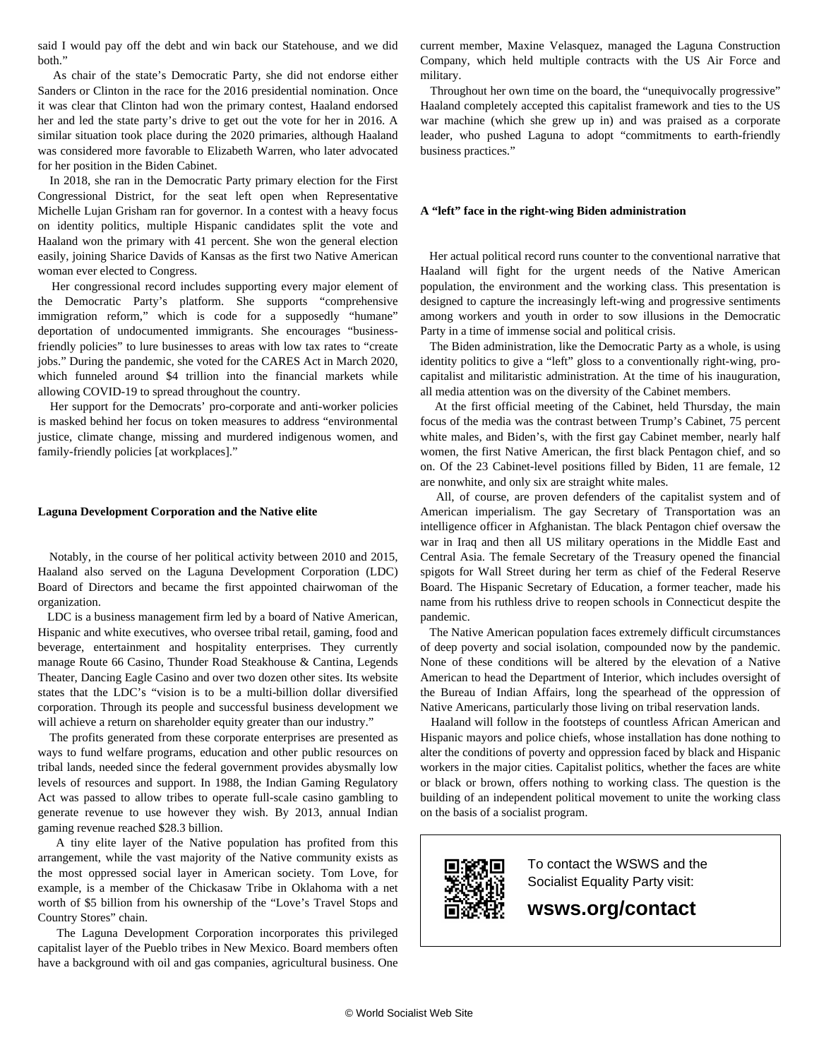said I would pay off the debt and win back our Statehouse, and we did both."

As chair of the state's Democratic Party, she did not endorse either Sanders or Clinton in the race for the 2016 presidential nomination. Once it was clear that Clinton had won the primary contest, Haaland endorsed her and led the state party's drive to get out the vote for her in 2016. A similar situation took place during the 2020 primaries, although Haaland was considered more favorable to Elizabeth Warren, who later advocated for her position in the Biden Cabinet.

In 2018, she ran in the Democratic Party primary election for the First Congressional District, for the seat left open when Representative Michelle Lujan Grisham ran for governor. In a contest with a heavy focus on identity politics, multiple Hispanic candidates split the vote and Haaland won the primary with 41 percent. She won the general election easily, joining Sharice Davids of Kansas as the first two Native American woman ever elected to Congress.

Her congressional record includes supporting every major element of the Democratic Party's platform. She supports "comprehensive immigration reform," which is code for a supposedly "humane" deportation of undocumented immigrants. She encourages "business-friendly policies" to lure businesses to areas with low tax rates to "create jobs." During the pandemic, she voted for the CARES Act in March 2020, which funneled around $4 trillion into the financial markets while allowing COVID-19 to spread throughout the country.

Her support for the Democrats' pro-corporate and anti-worker policies is masked behind her focus on token measures to address "environmental justice, climate change, missing and murdered indigenous women, and family-friendly policies [at workplaces]."

**Laguna Development Corporation and the Native elite**

Notably, in the course of her political activity between 2010 and 2015, Haaland also served on the Laguna Development Corporation (LDC) Board of Directors and became the first appointed chairwoman of the organization.

LDC is a business management firm led by a board of Native American, Hispanic and white executives, who oversee tribal retail, gaming, food and beverage, entertainment and hospitality enterprises. They currently manage Route 66 Casino, Thunder Road Steakhouse & Cantina, Legends Theater, Dancing Eagle Casino and over two dozen other sites. Its website states that the LDC's "vision is to be a multi-billion dollar diversified corporation. Through its people and successful business development we will achieve a return on shareholder equity greater than our industry."

The profits generated from these corporate enterprises are presented as ways to fund welfare programs, education and other public resources on tribal lands, needed since the federal government provides abysmally low levels of resources and support. In 1988, the Indian Gaming Regulatory Act was passed to allow tribes to operate full-scale casino gambling to generate revenue to use however they wish. By 2013, annual Indian gaming revenue reached $28.3 billion.

A tiny elite layer of the Native population has profited from this arrangement, while the vast majority of the Native community exists as the most oppressed social layer in American society. Tom Love, for example, is a member of the Chickasaw Tribe in Oklahoma with a net worth of $5 billion from his ownership of the "Love's Travel Stops and Country Stores" chain.

The Laguna Development Corporation incorporates this privileged capitalist layer of the Pueblo tribes in New Mexico. Board members often have a background with oil and gas companies, agricultural business. One current member, Maxine Velasquez, managed the Laguna Construction Company, which held multiple contracts with the US Air Force and military.

Throughout her own time on the board, the "unequivocally progressive" Haaland completely accepted this capitalist framework and ties to the US war machine (which she grew up in) and was praised as a corporate leader, who pushed Laguna to adopt "commitments to earth-friendly business practices."

**A "left" face in the right-wing Biden administration**

Her actual political record runs counter to the conventional narrative that Haaland will fight for the urgent needs of the Native American population, the environment and the working class. This presentation is designed to capture the increasingly left-wing and progressive sentiments among workers and youth in order to sow illusions in the Democratic Party in a time of immense social and political crisis.

The Biden administration, like the Democratic Party as a whole, is using identity politics to give a "left" gloss to a conventionally right-wing, pro-capitalist and militaristic administration. At the time of his inauguration, all media attention was on the diversity of the Cabinet members.

At the first official meeting of the Cabinet, held Thursday, the main focus of the media was the contrast between Trump's Cabinet, 75 percent white males, and Biden's, with the first gay Cabinet member, nearly half women, the first Native American, the first black Pentagon chief, and so on. Of the 23 Cabinet-level positions filled by Biden, 11 are female, 12 are nonwhite, and only six are straight white males.

All, of course, are proven defenders of the capitalist system and of American imperialism. The gay Secretary of Transportation was an intelligence officer in Afghanistan. The black Pentagon chief oversaw the war in Iraq and then all US military operations in the Middle East and Central Asia. The female Secretary of the Treasury opened the financial spigots for Wall Street during her term as chief of the Federal Reserve Board. The Hispanic Secretary of Education, a former teacher, made his name from his ruthless drive to reopen schools in Connecticut despite the pandemic.

The Native American population faces extremely difficult circumstances of deep poverty and social isolation, compounded now by the pandemic. None of these conditions will be altered by the elevation of a Native American to head the Department of Interior, which includes oversight of the Bureau of Indian Affairs, long the spearhead of the oppression of Native Americans, particularly those living on tribal reservation lands.

Haaland will follow in the footsteps of countless African American and Hispanic mayors and police chiefs, whose installation has done nothing to alter the conditions of poverty and oppression faced by black and Hispanic workers in the major cities. Capitalist politics, whether the faces are white or black or brown, offers nothing to working class. The question is the building of an independent political movement to unite the working class on the basis of a socialist program.

To contact the WSWS and the Socialist Equality Party visit:

**wsws.org/contact**